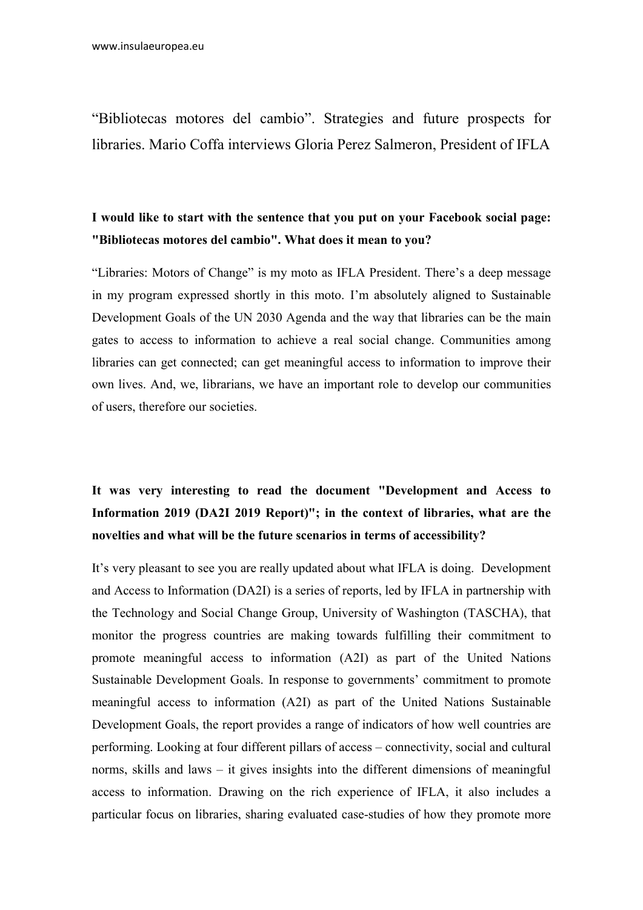# “Bibliotecas motores del cambio”. Strategies and future prospects for libraries. Mario Coffa interviews Gloria Perez Salmeron, President of IFLA

**I would like to start with the sentence that you put on your Facebook social page: "Bibliotecas motores del cambio". What does it mean to you?**

“Libraries: Motors of Change” is my moto as IFLA President. There’s a deep message in my program expressed shortly in this moto. I’m absolutely aligned to Sustainable Development Goals of the UN 2030 Agenda and the way that libraries can be the main gates to access to information to achieve a real social change. Communities among libraries can get connected; can get meaningful access to information to improve their own lives. And, we, librarians, we have an important role to develop our communities of users, therefore our societies.

**It was very interesting to read the document "Development and Access to Information 2019 (DA2I 2019 Report)"; in the context of libraries, what are the novelties and what will be the future scenarios in terms of accessibility?**

It’s very pleasant to see you are really updated about what IFLA is doing. Development and Access to Information (DA2I) is a series of reports, led by IFLA in partnership with the Technology and Social Change Group, University of Washington (TASCHA), that monitor the progress countries are making towards fulfilling their commitment to promote meaningful access to information (A2I) as part of the United Nations Sustainable Development Goals. In response to governments’ commitment to promote meaningful access to information (A2I) as part of the United Nations Sustainable Development Goals, the report provides a range of indicators of how well countries are performing. Looking at four different pillars of access – connectivity, social and cultural norms, skills and laws – it gives insights into the different dimensions of meaningful access to information. Drawing on the rich experience of IFLA, it also includes a particular focus on libraries, sharing evaluated case-studies of how they promote more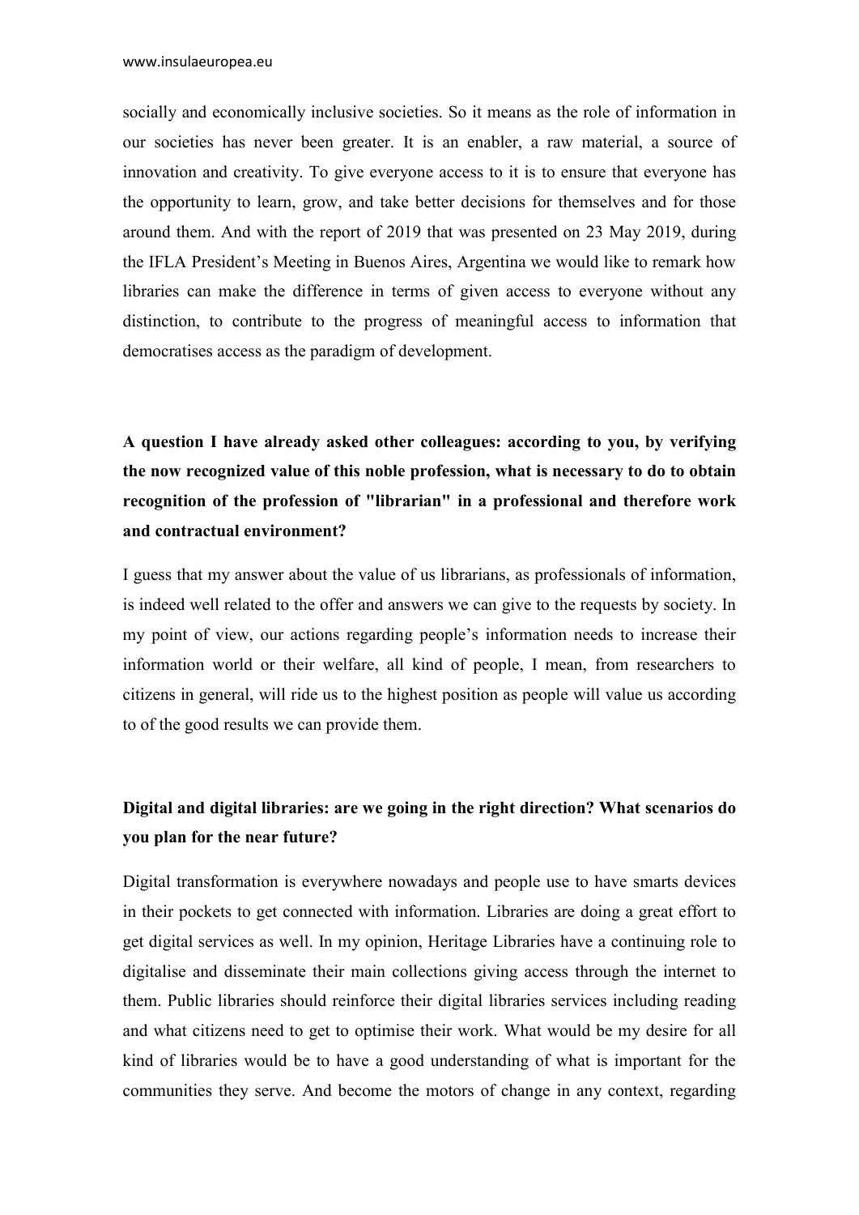socially and economically inclusive societies. So it means as the role of information in our societies has never been greater. It is an enabler, a raw material, a source of innovation and creativity. To give everyone access to it is to ensure that everyone has the opportunity to learn, grow, and take better decisions for themselves and for those around them. And with the report of 2019 that was presented on 23 May 2019, during the IFLA President's Meeting in Buenos Aires, Argentina we would like to remark how libraries can make the difference in terms of given access to everyone without any distinction, to contribute to the progress of meaningful access to information that democratises access as the paradigm of development.

**A question I have already asked other colleagues: according to you, by verifying the now recognized value of this noble profession, what is necessary to do to obtain recognition of the profession of "librarian" in a professional and therefore work and contractual environment?**

I guess that my answer about the value of us librarians, as professionals of information, is indeed well related to the offer and answers we can give to the requests by society. In my point of view, our actions regarding people's information needs to increase their information world or their welfare, all kind of people, I mean, from researchers to citizens in general, will ride us to the highest position as people will value us according to of the good results we can provide them.

**Digital and digital libraries: are we going in the right direction? What scenarios do you plan for the near future?**

Digital transformation is everywhere nowadays and people use to have smarts devices in their pockets to get connected with information. Libraries are doing a great effort to get digital services as well. In my opinion, Heritage Libraries have a continuing role to digitalise and disseminate their main collections giving access through the internet to them. Public libraries should reinforce their digital libraries services including reading and what citizens need to get to optimise their work. What would be my desire for all kind of libraries would be to have a good understanding of what is important for the communities they serve. And become the motors of change in any context, regarding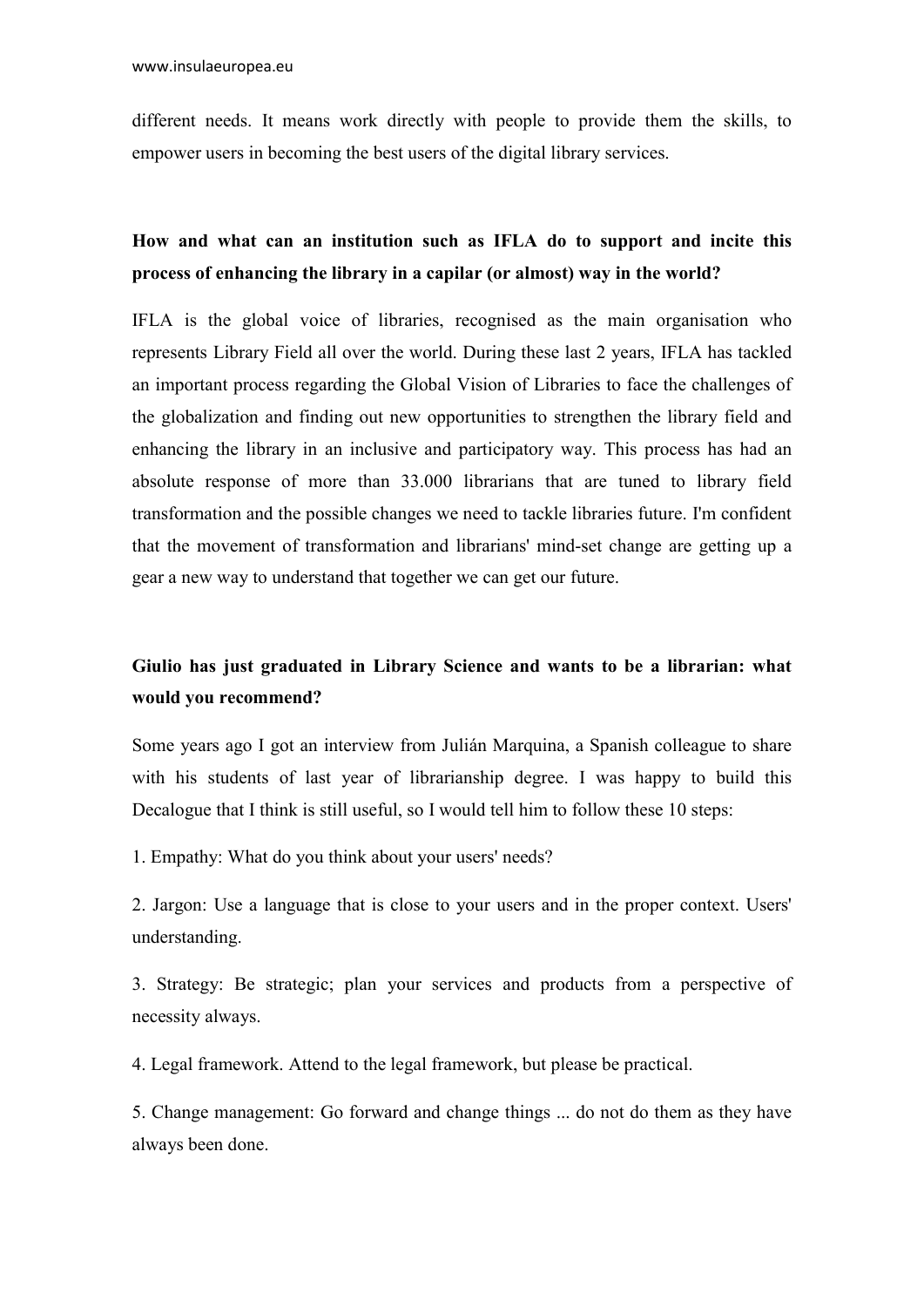different needs. It means work directly with people to provide them the skills, to empower users in becoming the best users of the digital library services.

**How and what can an institution such as IFLA do to support and incite this process of enhancing the library in a capilar (or almost) way in the world?**

IFLA is the global voice of libraries, recognised as the main organisation who represents Library Field all over the world. During these last 2 years, IFLA has tackled an important process regarding the Global Vision of Libraries to face the challenges of the globalization and finding out new opportunities to strengthen the library field and enhancing the library in an inclusive and participatory way. This process has had an absolute response of more than 33.000 librarians that are tuned to library field transformation and the possible changes we need to tackle libraries future. I'm confident that the movement of transformation and librarians' mind-set change are getting up a gear a new way to understand that together we can get our future.

**Giulio has just graduated in Library Science and wants to be a librarian: what would you recommend?**

Some years ago I got an interview from Julián Marquina, a Spanish colleague to share with his students of last year of librarianship degree. I was happy to build this Decalogue that I think is still useful, so I would tell him to follow these 10 steps:

1. Empathy: What do you think about your users' needs?

2. Jargon: Use a language that is close to your users and in the proper context. Users' understanding.

3. Strategy: Be strategic; plan your services and products from a perspective of necessity always.

4. Legal framework. Attend to the legal framework, but please be practical.

5. Change management: Go forward and change things ... do not do them as they have always been done.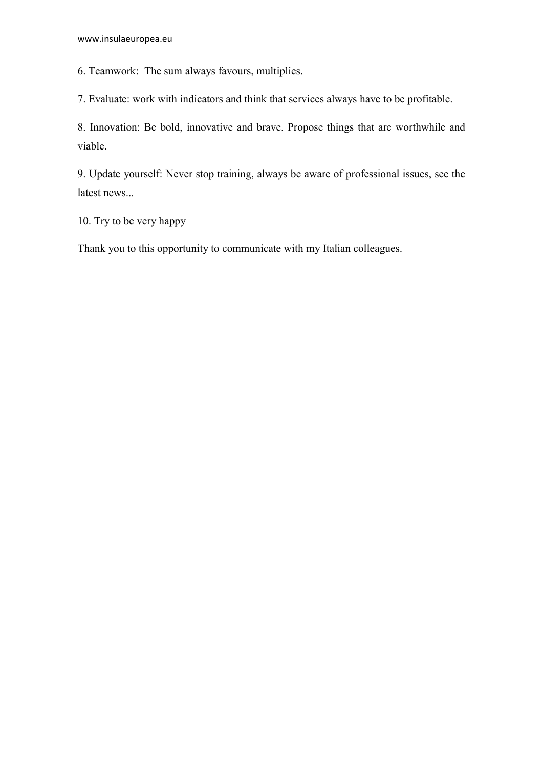6. Teamwork: The sum always favours, multiplies.

7. Evaluate: work with indicators and think that services always have to be profitable.

8. Innovation: Be bold, innovative and brave. Propose things that are worthwhile and viable.

9. Update yourself: Never stop training, always be aware of professional issues, see the latest news...

10. Try to be very happy

Thank you to this opportunity to communicate with my Italian colleagues.